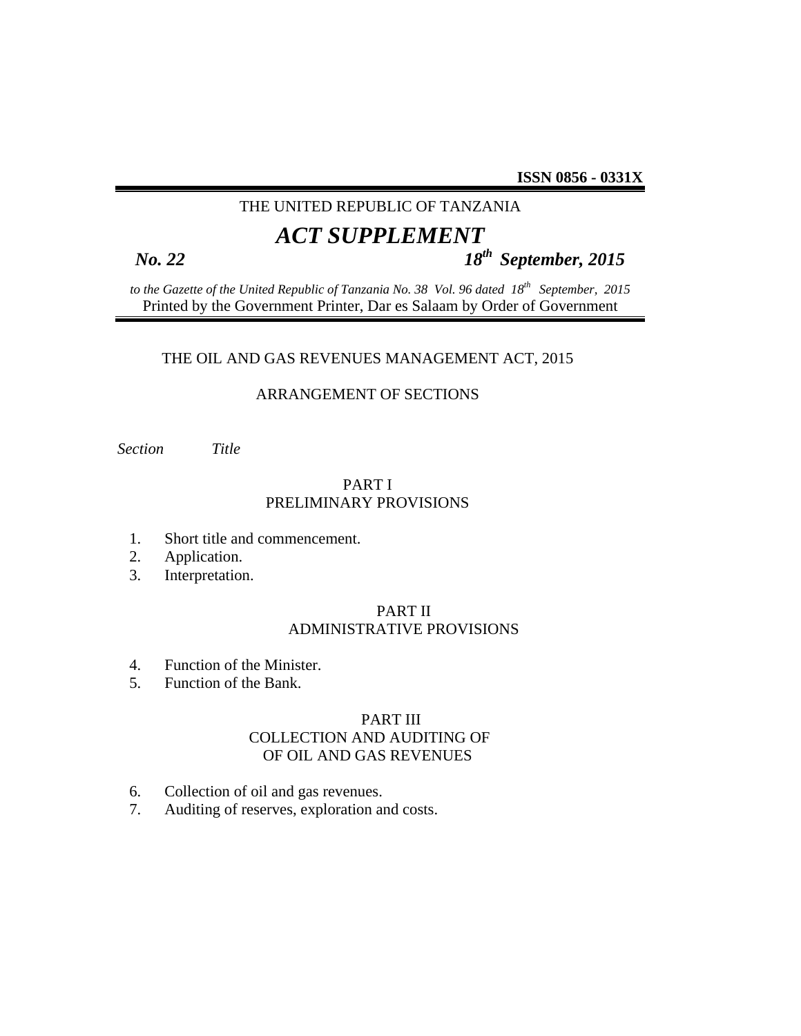**ISSN 0856 - 0331X**

THE UNITED REPUBLIC OF TANZANIA

# *ACT SUPPLEMENT*

***No. 22*** ***18th September, 2015***

*to the Gazette of the United Republic of Tanzania No. 38 Vol. 96 dated 18th September, 2015*
Printed by the Government Printer, Dar es Salaam by Order of Government

## THE OIL AND GAS REVENUES MANAGEMENT ACT, 2015

### ARRANGEMENT OF SECTIONS

*Section* *Title*

PART I
PRELIMINARY PROVISIONS

1. Short title and commencement.
2. Application.
3. Interpretation.

PART II
ADMINISTRATIVE PROVISIONS

4. Function of the Minister.
5. Function of the Bank.

PART III
COLLECTION AND AUDITING OF
OF OIL AND GAS REVENUES

6. Collection of oil and gas revenues.
7. Auditing of reserves, exploration and costs.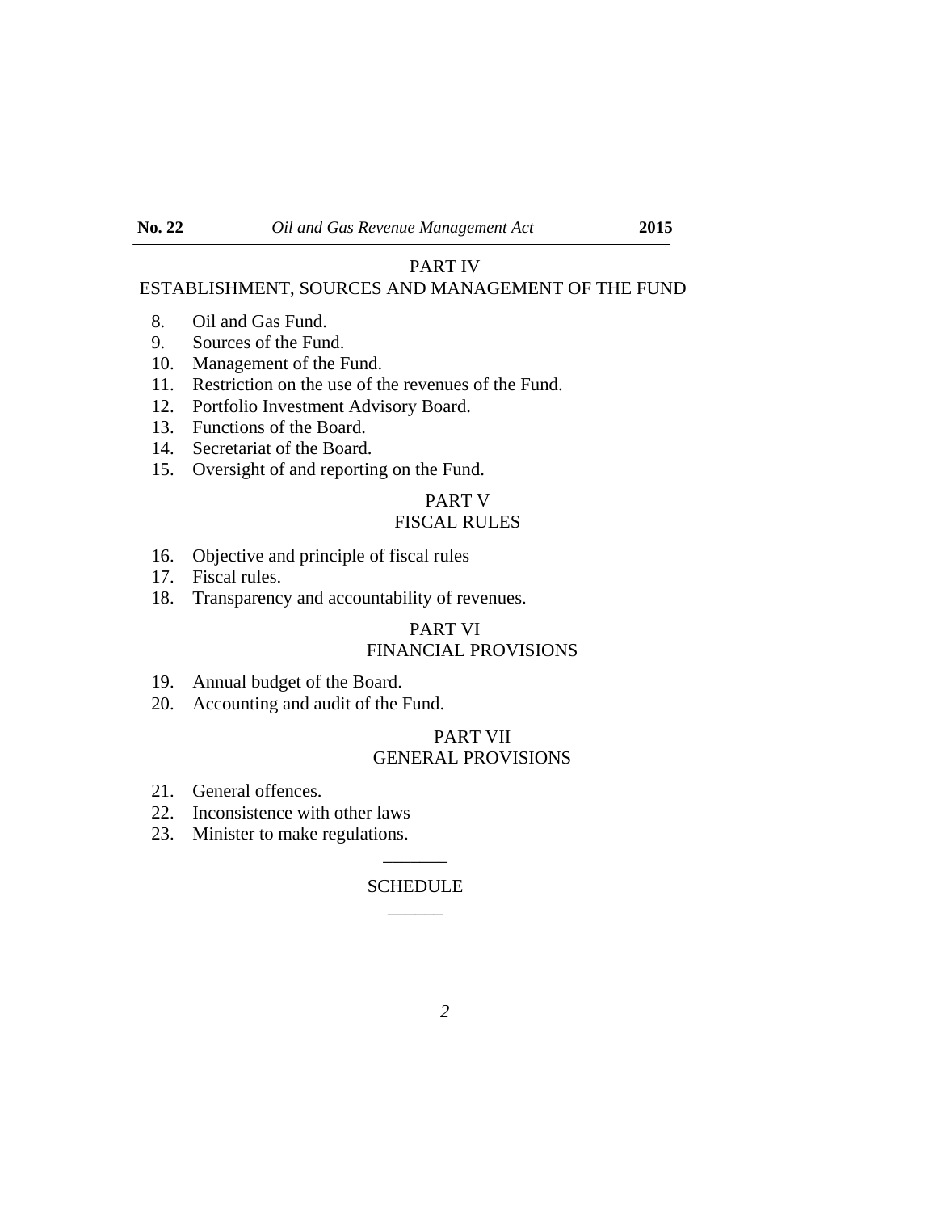PART IV

ESTABLISHMENT, SOURCES AND MANAGEMENT OF THE FUND

8. Oil and Gas Fund.
9. Sources of the Fund.
10. Management of the Fund.
11. Restriction on the use of the revenues of the Fund.
12. Portfolio Investment Advisory Board.
13. Functions of the Board.
14. Secretariat of the Board.
15. Oversight of and reporting on the Fund.

PART V

FISCAL RULES

16. Objective and principle of fiscal rules
17. Fiscal rules.
18. Transparency and accountability of revenues.

PART VI

FINANCIAL PROVISIONS

19. Annual budget of the Board.
20. Accounting and audit of the Fund.

PART VII

GENERAL PROVISIONS

21. General offences.
22. Inconsistence with other laws
23. Minister to make regulations.

_______

SCHEDULE

______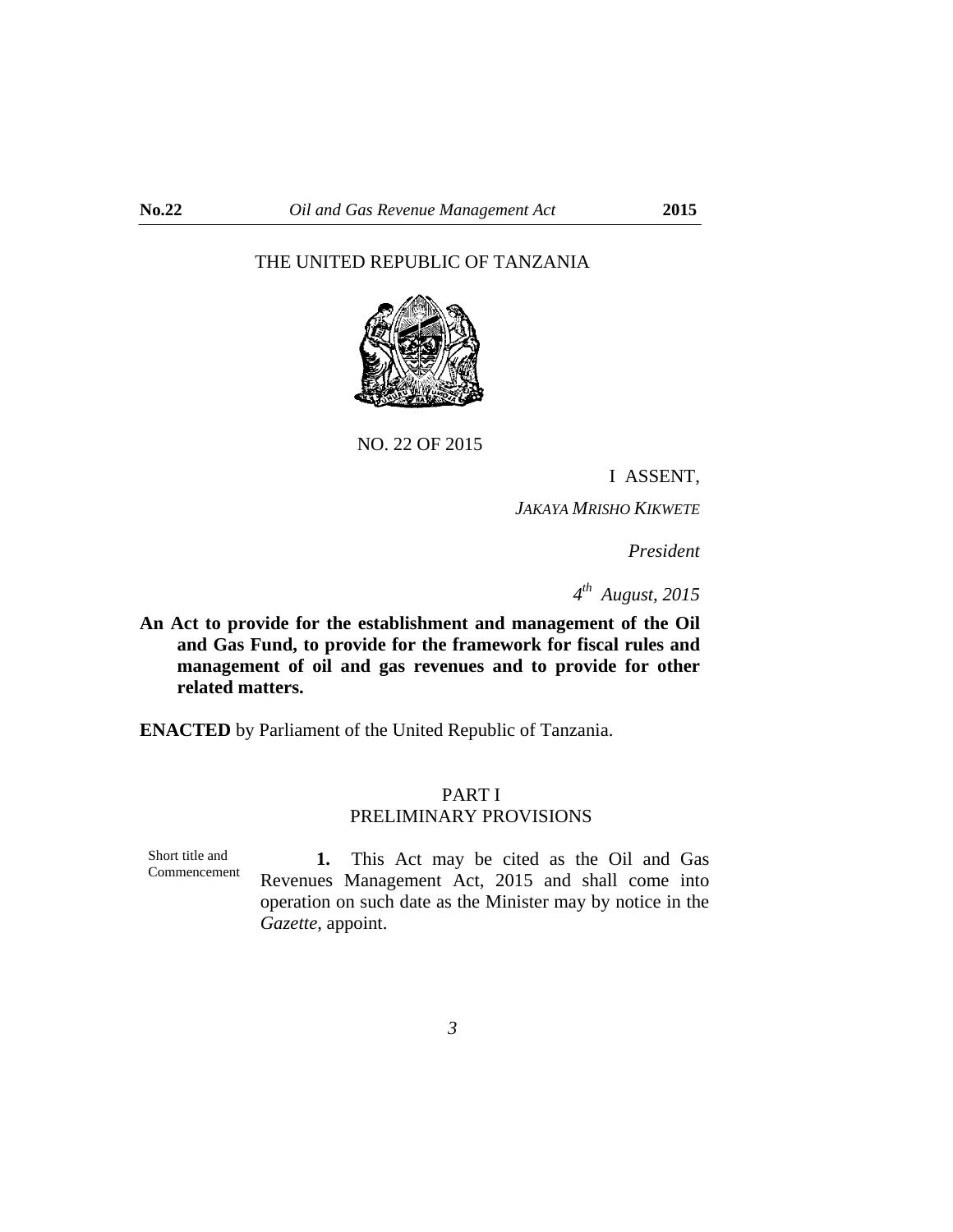THE UNITED REPUBLIC OF TANZANIA

NO. 22 OF 2015

I ASSENT,

*JAKAYA MRISHO KIKWETE*

*President*

*4th August, 2015*

**An Act to provide for the establishment and management of the Oil and Gas Fund, to provide for the framework for fiscal rules and management of oil and gas revenues and to provide for other related matters.**

**ENACTED** by Parliament of the United Republic of Tanzania.

## PART I
## PRELIMINARY PROVISIONS

Short title and Commencement

**1.** This Act may be cited as the Oil and Gas Revenues Management Act, 2015 and shall come into operation on such date as the Minister may by notice in the *Gazette*, appoint.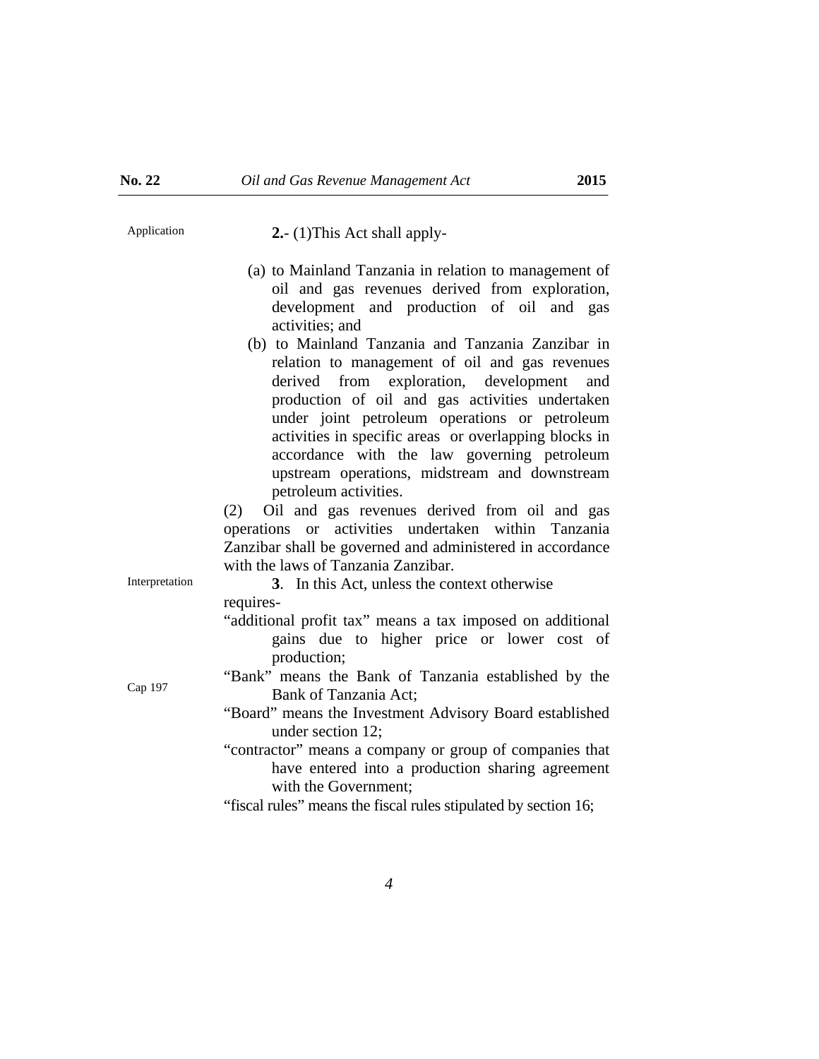Application

**2.**- (1)This Act shall apply-

(a) to Mainland Tanzania in relation to management of oil and gas revenues derived from exploration, development and production of oil and gas activities; and

(b) to Mainland Tanzania and Tanzania Zanzibar in relation to management of oil and gas revenues derived from exploration, development and production of oil and gas activities undertaken under joint petroleum operations or petroleum activities in specific areas or overlapping blocks in accordance with the law governing petroleum upstream operations, midstream and downstream petroleum activities.

(2) Oil and gas revenues derived from oil and gas operations or activities undertaken within Tanzania Zanzibar shall be governed and administered in accordance with the laws of Tanzania Zanzibar.

Interpretation

**3**. In this Act, unless the context otherwise requires-

"additional profit tax" means a tax imposed on additional gains due to higher price or lower cost of production;

Cap 197

"Bank" means the Bank of Tanzania established by the Bank of Tanzania Act;

"Board" means the Investment Advisory Board established under section 12;

"contractor" means a company or group of companies that have entered into a production sharing agreement with the Government;

"fiscal rules" means the fiscal rules stipulated by section 16;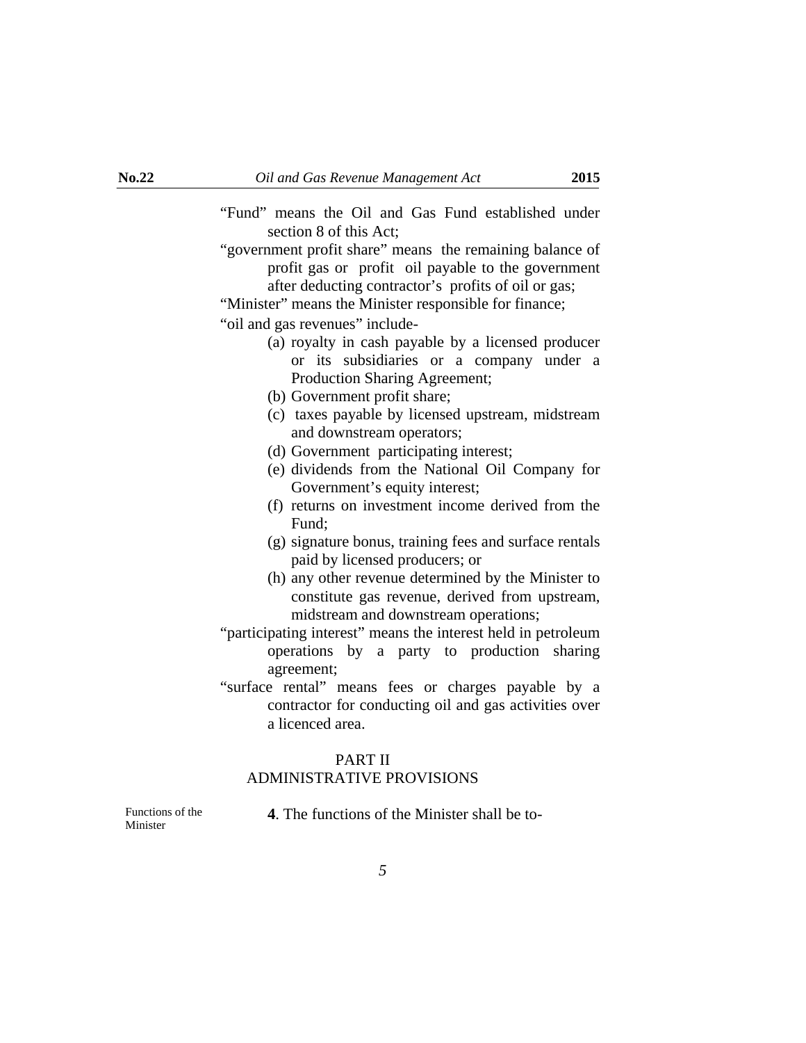"Fund" means the Oil and Gas Fund established under section 8 of this Act;

"government profit share" means the remaining balance of profit gas or profit oil payable to the government after deducting contractor's profits of oil or gas;

"Minister" means the Minister responsible for finance;

"oil and gas revenues" include-

(a) royalty in cash payable by a licensed producer or its subsidiaries or a company under a Production Sharing Agreement;

(b) Government profit share;

(c) taxes payable by licensed upstream, midstream and downstream operators;

(d) Government participating interest;

(e) dividends from the National Oil Company for Government's equity interest;

(f) returns on investment income derived from the Fund;

(g) signature bonus, training fees and surface rentals paid by licensed producers; or

(h) any other revenue determined by the Minister to constitute gas revenue, derived from upstream, midstream and downstream operations;

"participating interest" means the interest held in petroleum operations by a party to production sharing agreement;

"surface rental" means fees or charges payable by a contractor for conducting oil and gas activities over a licenced area.

## PART II
## ADMINISTRATIVE PROVISIONS

Functions of the Minister

**4**. The functions of the Minister shall be to-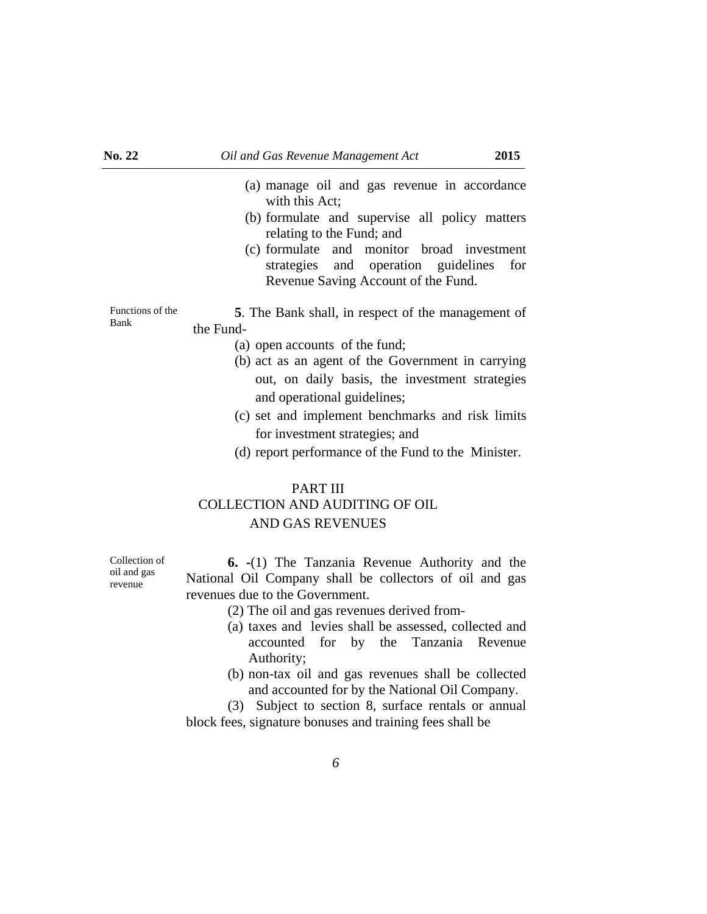(a) manage oil and gas revenue in accordance with this Act;

(b) formulate and supervise all policy matters relating to the Fund; and

(c) formulate and monitor broad investment strategies and operation guidelines for Revenue Saving Account of the Fund.

Functions of the Bank

**5**. The Bank shall, in respect of the management of the Fund-

(a) open accounts of the fund;

(b) act as an agent of the Government in carrying out, on daily basis, the investment strategies and operational guidelines;

(c) set and implement benchmarks and risk limits for investment strategies; and

(d) report performance of the Fund to the Minister.

## PART III
## COLLECTION AND AUDITING OF OIL AND GAS REVENUES

Collection of oil and gas revenue

**6.** -(1) The Tanzania Revenue Authority and the National Oil Company shall be collectors of oil and gas revenues due to the Government.

(2) The oil and gas revenues derived from-

(a) taxes and levies shall be assessed, collected and accounted for by the Tanzania Revenue Authority;

(b) non-tax oil and gas revenues shall be collected and accounted for by the National Oil Company.

(3) Subject to section 8, surface rentals or annual block fees, signature bonuses and training fees shall be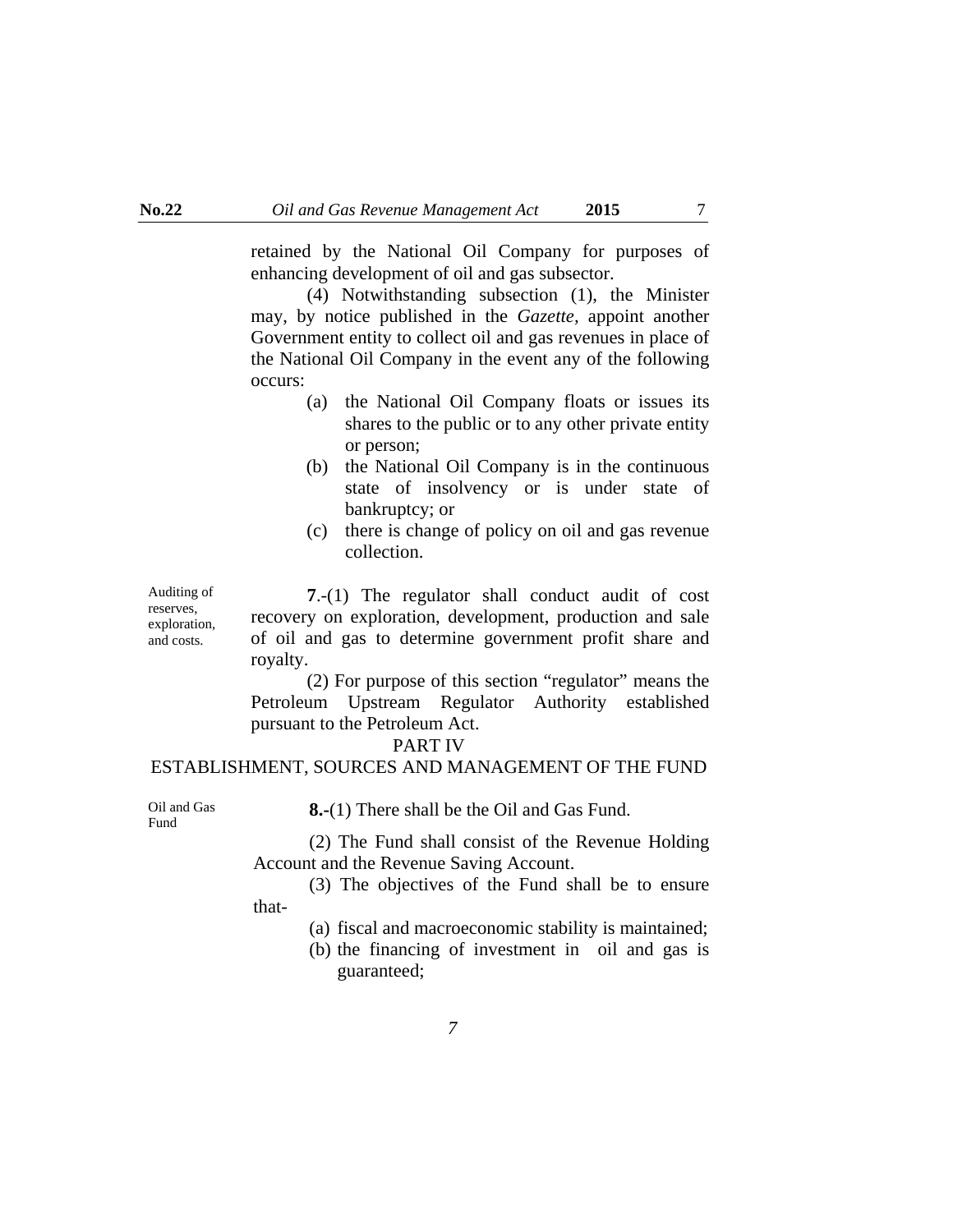retained by the National Oil Company for purposes of enhancing development of oil and gas subsector.

(4) Notwithstanding subsection (1), the Minister may, by notice published in the *Gazette*, appoint another Government entity to collect oil and gas revenues in place of the National Oil Company in the event any of the following occurs:

(a) the National Oil Company floats or issues its shares to the public or to any other private entity or person;

(b) the National Oil Company is in the continuous state of insolvency or is under state of bankruptcy; or

(c) there is change of policy on oil and gas revenue collection.

Auditing of reserves, exploration, and costs.

**7**.-(1) The regulator shall conduct audit of cost recovery on exploration, development, production and sale of oil and gas to determine government profit share and royalty.

(2) For purpose of this section "regulator" means the Petroleum Upstream Regulator Authority established pursuant to the Petroleum Act.

## PART IV
## ESTABLISHMENT, SOURCES AND MANAGEMENT OF THE FUND

Oil and Gas Fund

**8.-**(1) There shall be the Oil and Gas Fund.

(2) The Fund shall consist of the Revenue Holding Account and the Revenue Saving Account.

(3) The objectives of the Fund shall be to ensure that-

(a) fiscal and macroeconomic stability is maintained;

(b) the financing of investment in oil and gas is guaranteed;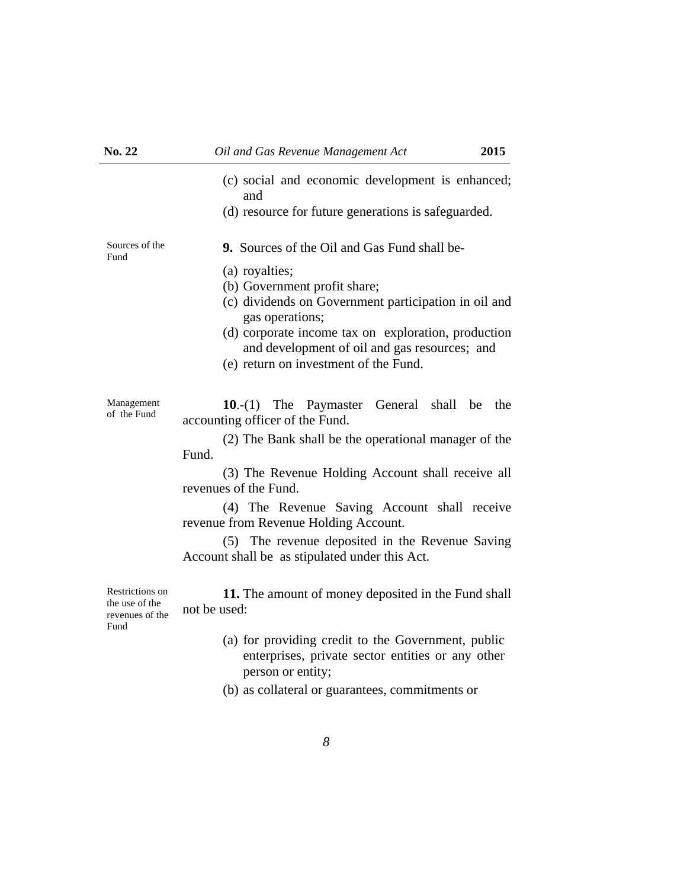(c) social and economic development is enhanced; and

(d) resource for future generations is safeguarded.

Sources of the Fund

**9.** Sources of the Oil and Gas Fund shall be-

(a) royalties;

(b) Government profit share;

(c) dividends on Government participation in oil and gas operations;

(d) corporate income tax on exploration, production and development of oil and gas resources; and

(e) return on investment of the Fund.

Management of the Fund

**10**.-(1) The Paymaster General shall be the accounting officer of the Fund.

(2) The Bank shall be the operational manager of the Fund.

(3) The Revenue Holding Account shall receive all revenues of the Fund.

(4) The Revenue Saving Account shall receive revenue from Revenue Holding Account.

(5) The revenue deposited in the Revenue Saving Account shall be as stipulated under this Act.

Restrictions on the use of the revenues of the Fund

**11.** The amount of money deposited in the Fund shall not be used:

(a) for providing credit to the Government, public enterprises, private sector entities or any other person or entity;

(b) as collateral or guarantees, commitments or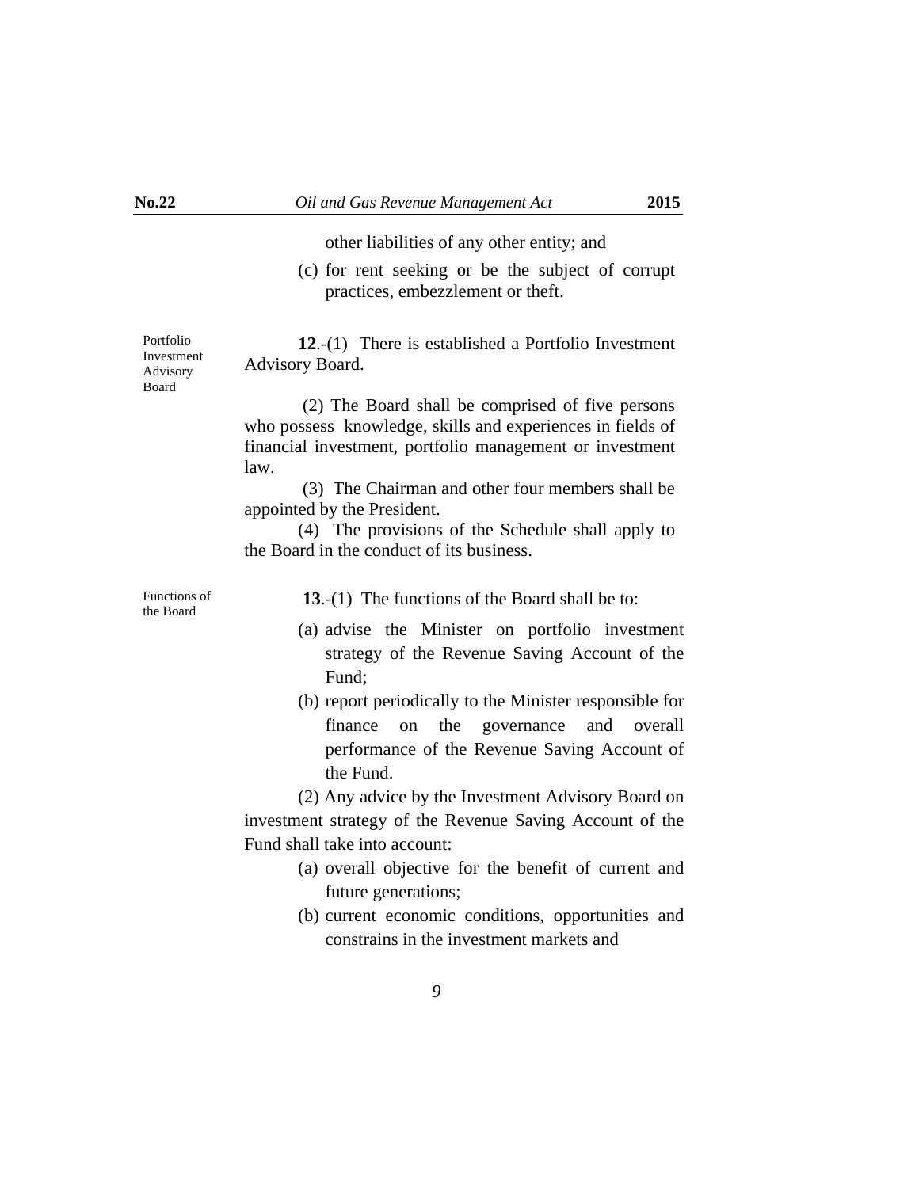other liabilities of any other entity; and

(c) for rent seeking or be the subject of corrupt practices, embezzlement or theft.

Portfolio Investment Advisory Board

**12**.-(1) There is established a Portfolio Investment Advisory Board.

(2) The Board shall be comprised of five persons who possess knowledge, skills and experiences in fields of financial investment, portfolio management or investment law.

(3) The Chairman and other four members shall be appointed by the President.

(4) The provisions of the Schedule shall apply to the Board in the conduct of its business.

Functions of the Board

**13**.-(1) The functions of the Board shall be to:

(a) advise the Minister on portfolio investment strategy of the Revenue Saving Account of the Fund;

(b) report periodically to the Minister responsible for finance on the governance and overall performance of the Revenue Saving Account of the Fund.

(2) Any advice by the Investment Advisory Board on investment strategy of the Revenue Saving Account of the Fund shall take into account:

(a) overall objective for the benefit of current and future generations;

(b) current economic conditions, opportunities and constrains in the investment markets and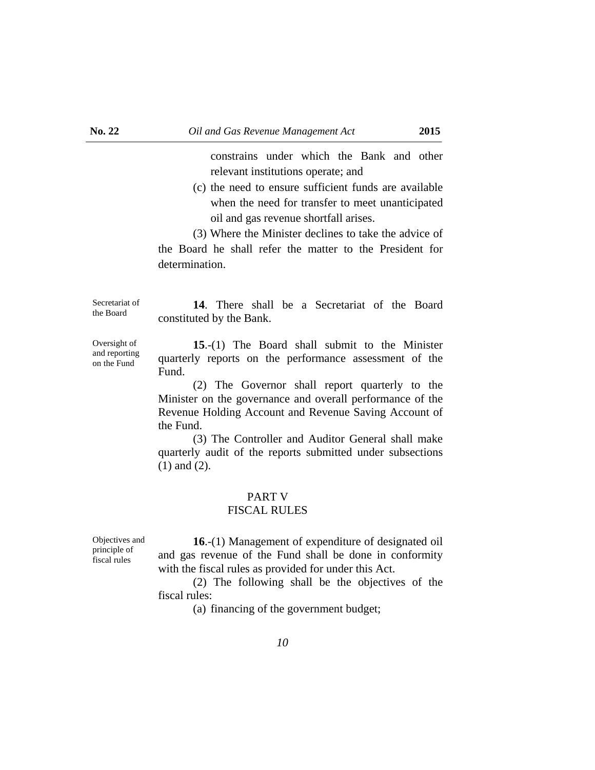constrains under which the Bank and other relevant institutions operate; and

(c) the need to ensure sufficient funds are available when the need for transfer to meet unanticipated oil and gas revenue shortfall arises.

(3) Where the Minister declines to take the advice of the Board he shall refer the matter to the President for determination.

Secretariat of the Board

**14**. There shall be a Secretariat of the Board constituted by the Bank.

Oversight of and reporting on the Fund

**15**.-(1) The Board shall submit to the Minister quarterly reports on the performance assessment of the Fund.

(2) The Governor shall report quarterly to the Minister on the governance and overall performance of the Revenue Holding Account and Revenue Saving Account of the Fund.

(3) The Controller and Auditor General shall make quarterly audit of the reports submitted under subsections (1) and (2).

## PART V
## FISCAL RULES

Objectives and principle of fiscal rules

**16**.-(1) Management of expenditure of designated oil and gas revenue of the Fund shall be done in conformity with the fiscal rules as provided for under this Act.

(2) The following shall be the objectives of the fiscal rules:

(a) financing of the government budget;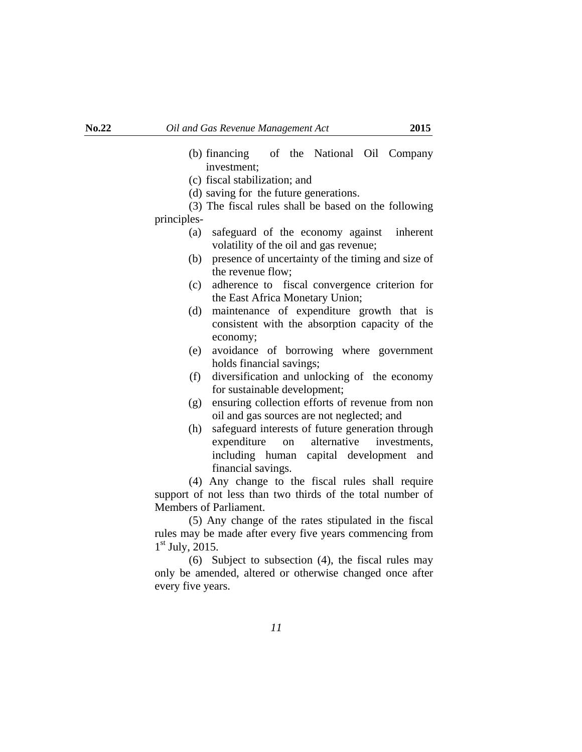(b) financing of the National Oil Company investment;

(c) fiscal stabilization; and

(d) saving for the future generations.

(3) The fiscal rules shall be based on the following principles-

(a) safeguard of the economy against inherent volatility of the oil and gas revenue;

(b) presence of uncertainty of the timing and size of the revenue flow;

(c) adherence to fiscal convergence criterion for the East Africa Monetary Union;

(d) maintenance of expenditure growth that is consistent with the absorption capacity of the economy;

(e) avoidance of borrowing where government holds financial savings;

(f) diversification and unlocking of the economy for sustainable development;

(g) ensuring collection efforts of revenue from non oil and gas sources are not neglected; and

(h) safeguard interests of future generation through expenditure on alternative investments, including human capital development and financial savings.

(4) Any change to the fiscal rules shall require support of not less than two thirds of the total number of Members of Parliament.

(5) Any change of the rates stipulated in the fiscal rules may be made after every five years commencing from 1st July, 2015.

(6) Subject to subsection (4), the fiscal rules may only be amended, altered or otherwise changed once after every five years.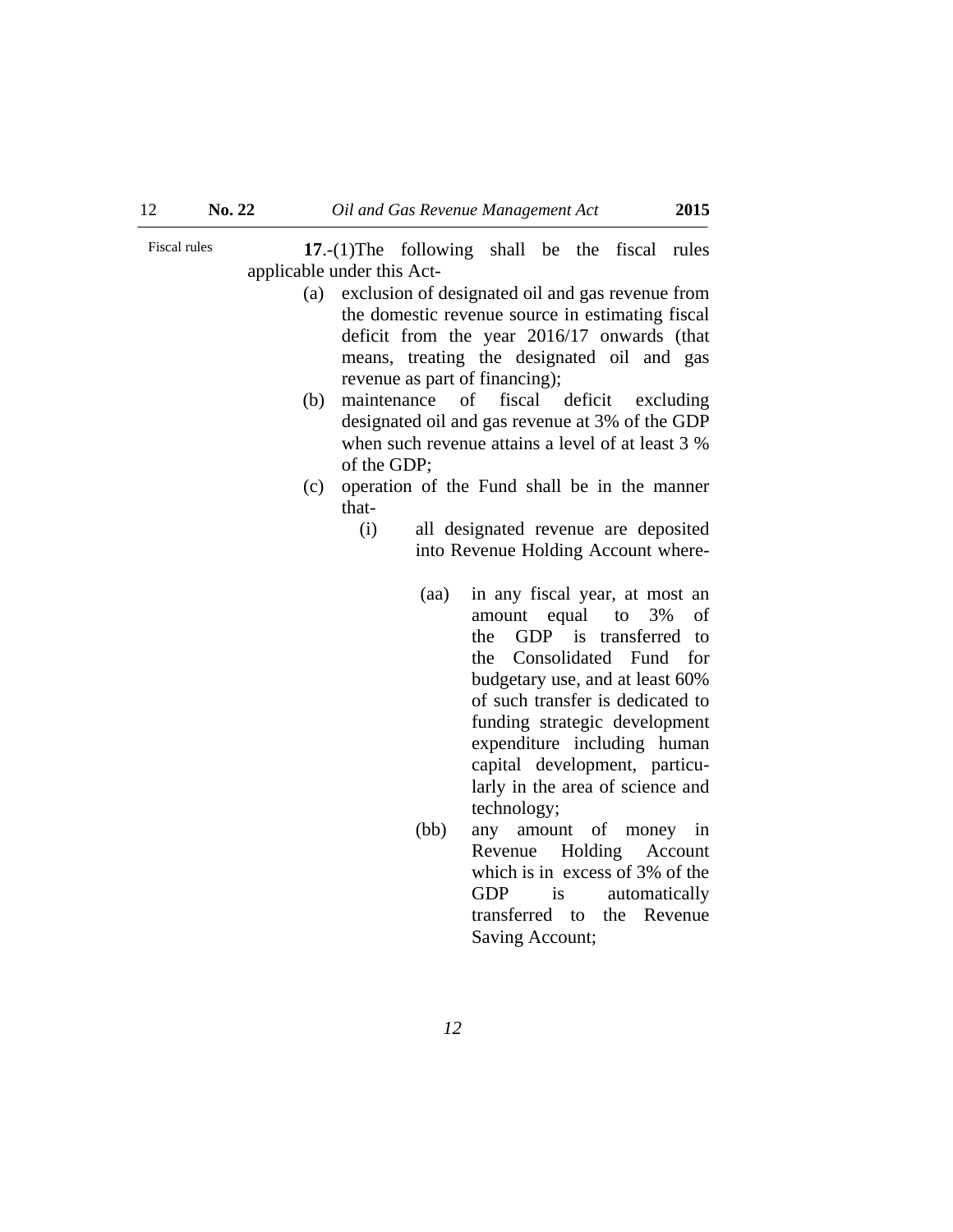Fiscal rules

**17**.-(1)The following shall be the fiscal rules applicable under this Act-

(a) exclusion of designated oil and gas revenue from the domestic revenue source in estimating fiscal deficit from the year 2016/17 onwards (that means, treating the designated oil and gas revenue as part of financing);

(b) maintenance of fiscal deficit excluding designated oil and gas revenue at 3% of the GDP when such revenue attains a level of at least 3 % of the GDP;

(c) operation of the Fund shall be in the manner that-

(i) all designated revenue are deposited into Revenue Holding Account where-

(aa) in any fiscal year, at most an amount equal to 3% of the GDP is transferred to the Consolidated Fund for budgetary use, and at least 60% of such transfer is dedicated to funding strategic development expenditure including human capital development, particularly in the area of science and technology;

(bb) any amount of money in Revenue Holding Account which is in excess of 3% of the GDP is automatically transferred to the Revenue Saving Account;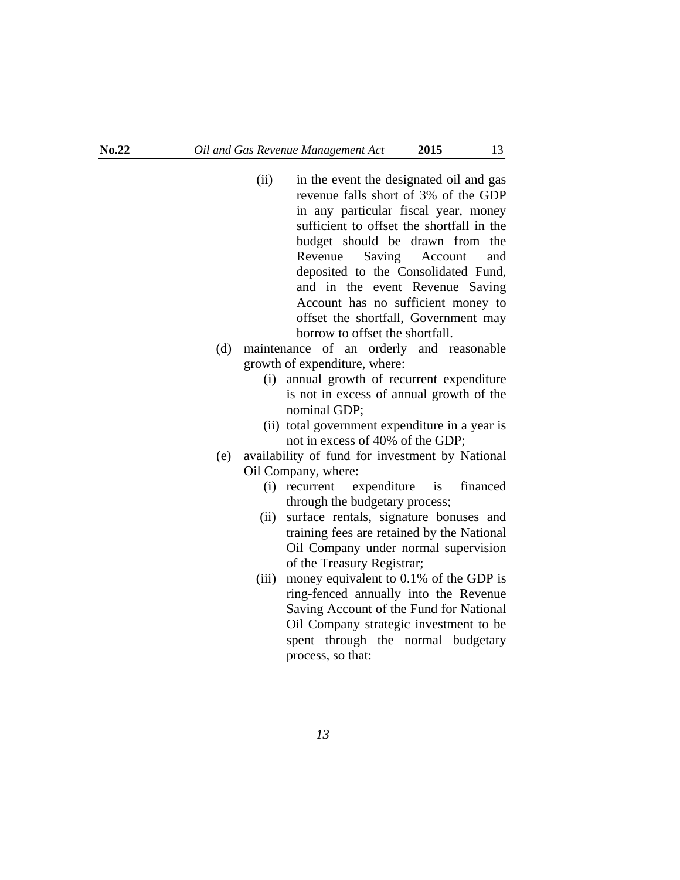(ii) in the event the designated oil and gas revenue falls short of 3% of the GDP in any particular fiscal year, money sufficient to offset the shortfall in the budget should be drawn from the Revenue Saving Account and deposited to the Consolidated Fund, and in the event Revenue Saving Account has no sufficient money to offset the shortfall, Government may borrow to offset the shortfall.

(d) maintenance of an orderly and reasonable growth of expenditure, where:

(i) annual growth of recurrent expenditure is not in excess of annual growth of the nominal GDP;

(ii) total government expenditure in a year is not in excess of 40% of the GDP;

(e) availability of fund for investment by National Oil Company, where:

(i) recurrent expenditure is financed through the budgetary process;

(ii) surface rentals, signature bonuses and training fees are retained by the National Oil Company under normal supervision of the Treasury Registrar;

(iii) money equivalent to 0.1% of the GDP is ring-fenced annually into the Revenue Saving Account of the Fund for National Oil Company strategic investment to be spent through the normal budgetary process, so that: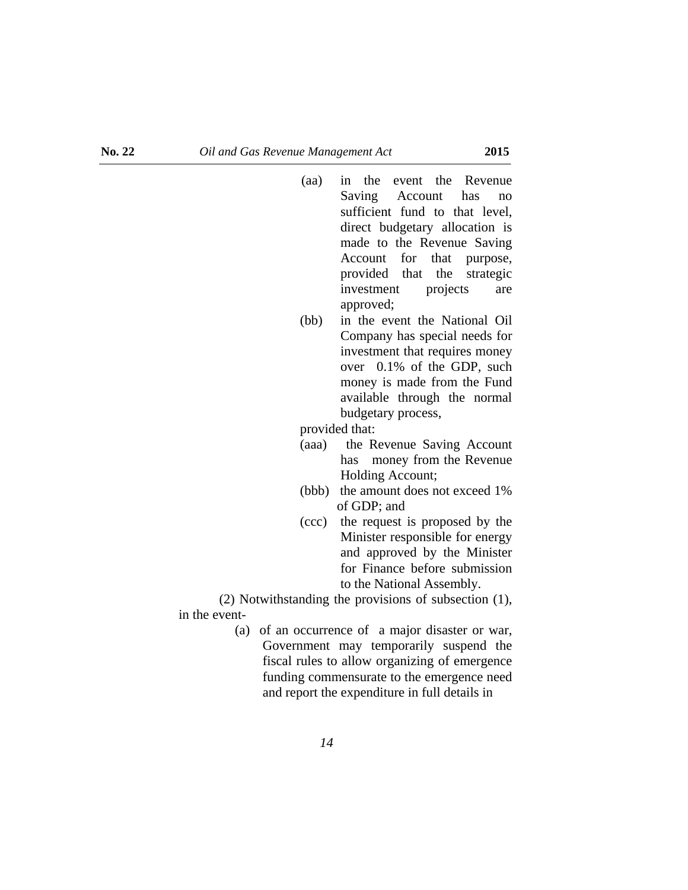(aa) in the event the Revenue Saving Account has no sufficient fund to that level, direct budgetary allocation is made to the Revenue Saving Account for that purpose, provided that the strategic investment projects are approved;

(bb) in the event the National Oil Company has special needs for investment that requires money over 0.1% of the GDP, such money is made from the Fund available through the normal budgetary process,

provided that:

(aaa) the Revenue Saving Account has money from the Revenue Holding Account;

(bbb) the amount does not exceed 1% of GDP; and

(ccc) the request is proposed by the Minister responsible for energy and approved by the Minister for Finance before submission to the National Assembly.

(2) Notwithstanding the provisions of subsection (1), in the event-

(a) of an occurrence of a major disaster or war, Government may temporarily suspend the fiscal rules to allow organizing of emergence funding commensurate to the emergence need and report the expenditure in full details in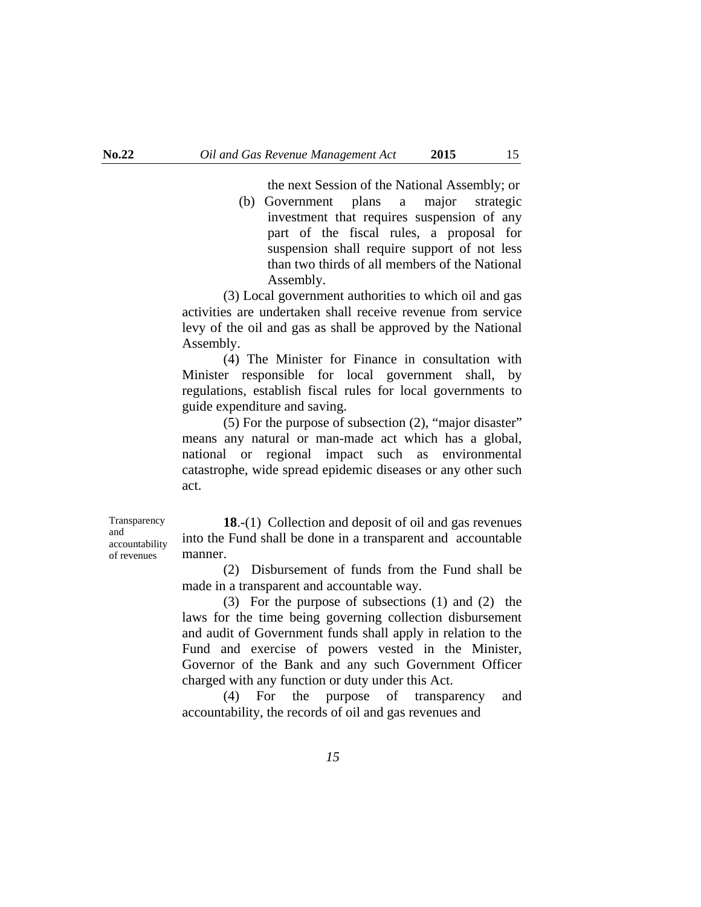the next Session of the National Assembly; or

(b) Government plans a major strategic investment that requires suspension of any part of the fiscal rules, a proposal for suspension shall require support of not less than two thirds of all members of the National Assembly.

(3) Local government authorities to which oil and gas activities are undertaken shall receive revenue from service levy of the oil and gas as shall be approved by the National Assembly.

(4) The Minister for Finance in consultation with Minister responsible for local government shall, by regulations, establish fiscal rules for local governments to guide expenditure and saving.

(5) For the purpose of subsection (2), "major disaster" means any natural or man-made act which has a global, national or regional impact such as environmental catastrophe, wide spread epidemic diseases or any other such act.

Transparency and accountability of revenues

**18**.-(1) Collection and deposit of oil and gas revenues into the Fund shall be done in a transparent and accountable manner.

(2) Disbursement of funds from the Fund shall be made in a transparent and accountable way.

(3) For the purpose of subsections (1) and (2) the laws for the time being governing collection disbursement and audit of Government funds shall apply in relation to the Fund and exercise of powers vested in the Minister, Governor of the Bank and any such Government Officer charged with any function or duty under this Act.

(4) For the purpose of transparency and accountability, the records of oil and gas revenues and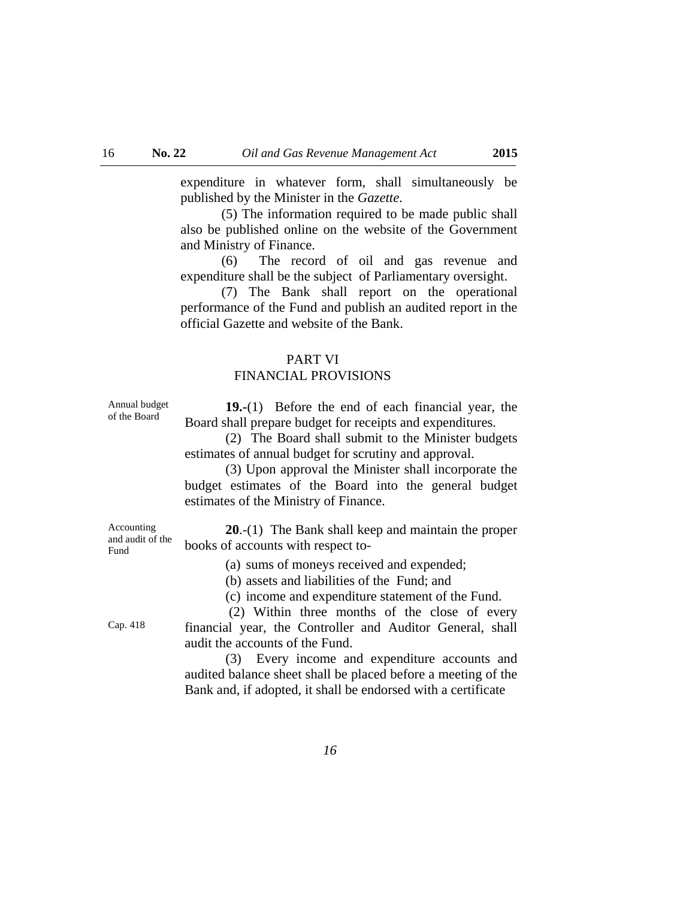expenditure in whatever form, shall simultaneously be published by the Minister in the *Gazette*.

(5) The information required to be made public shall also be published online on the website of the Government and Ministry of Finance.

(6) The record of oil and gas revenue and expenditure shall be the subject of Parliamentary oversight.

(7) The Bank shall report on the operational performance of the Fund and publish an audited report in the official Gazette and website of the Bank.

## PART VI
## FINANCIAL PROVISIONS

Annual budget of the Board

**19.-**(1) Before the end of each financial year, the Board shall prepare budget for receipts and expenditures.

(2) The Board shall submit to the Minister budgets estimates of annual budget for scrutiny and approval.

(3) Upon approval the Minister shall incorporate the budget estimates of the Board into the general budget estimates of the Ministry of Finance.

Accounting and audit of the Fund

**20**.-(1) The Bank shall keep and maintain the proper books of accounts with respect to-

(a) sums of moneys received and expended;

(b) assets and liabilities of the Fund; and

(c) income and expenditure statement of the Fund.

Cap. 418

(2) Within three months of the close of every financial year, the Controller and Auditor General, shall audit the accounts of the Fund.

(3) Every income and expenditure accounts and audited balance sheet shall be placed before a meeting of the Bank and, if adopted, it shall be endorsed with a certificate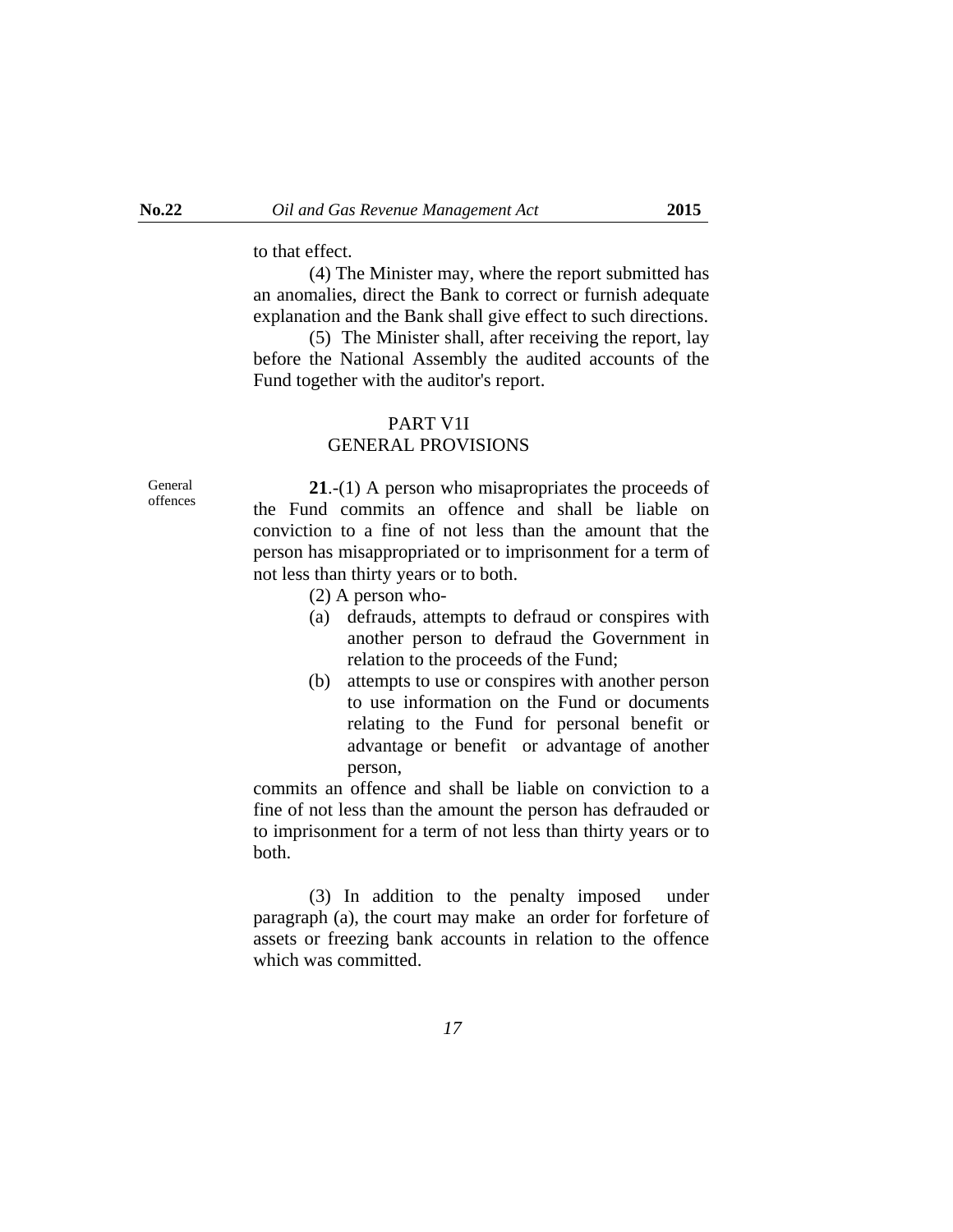to that effect.

(4) The Minister may, where the report submitted has an anomalies, direct the Bank to correct or furnish adequate explanation and the Bank shall give effect to such directions.

(5) The Minister shall, after receiving the report, lay before the National Assembly the audited accounts of the Fund together with the auditor's report.

## PART V1I
## GENERAL PROVISIONS

General offences

**21**.-(1) A person who misapropriates the proceeds of the Fund commits an offence and shall be liable on conviction to a fine of not less than the amount that the person has misappropriated or to imprisonment for a term of not less than thirty years or to both.

(2) A person who-

(a) defrauds, attempts to defraud or conspires with another person to defraud the Government in relation to the proceeds of the Fund;

(b) attempts to use or conspires with another person to use information on the Fund or documents relating to the Fund for personal benefit or advantage or benefit or advantage of another person,

commits an offence and shall be liable on conviction to a fine of not less than the amount the person has defrauded or to imprisonment for a term of not less than thirty years or to both.

(3) In addition to the penalty imposed under paragraph (a), the court may make an order for forfeture of assets or freezing bank accounts in relation to the offence which was committed.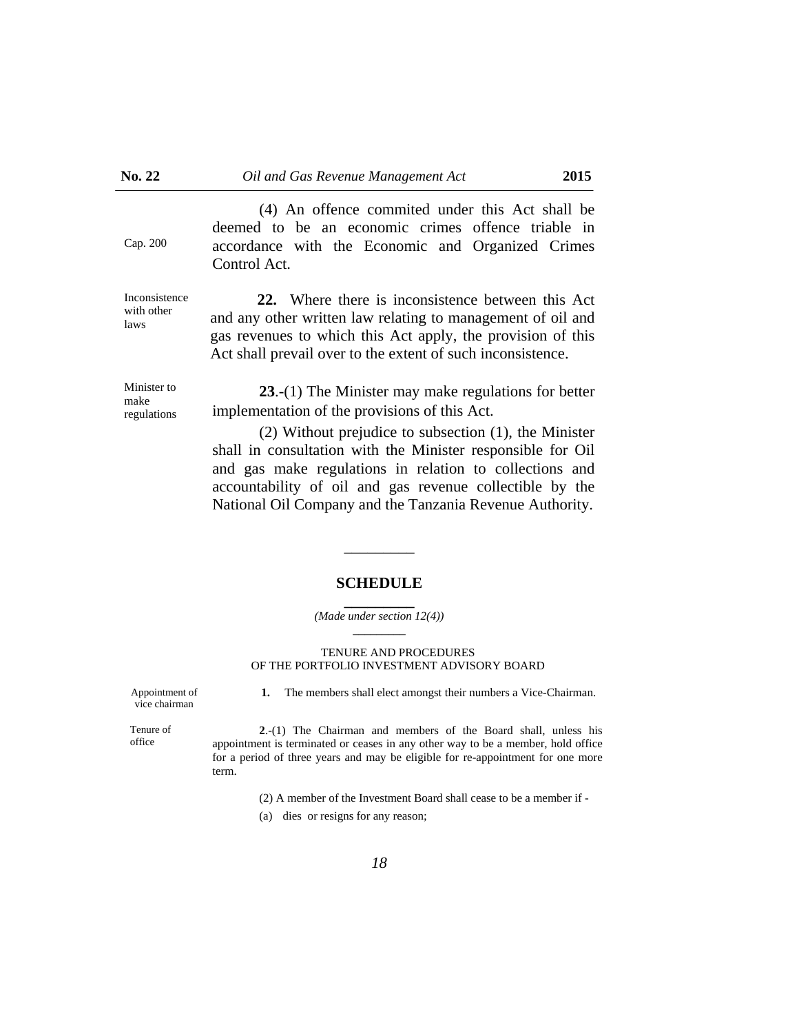(4) An offence commited under this Act shall be deemed to be an economic crimes offence triable in accordance with the Economic and Organized Crimes Control Act.

Cap. 200

Inconsistence with other laws

**22.** Where there is inconsistence between this Act and any other written law relating to management of oil and gas revenues to which this Act apply, the provision of this Act shall prevail over to the extent of such inconsistence.

Minister to make regulations

**23**.-(1) The Minister may make regulations for better implementation of the provisions of this Act.

(2) Without prejudice to subsection (1), the Minister shall in consultation with the Minister responsible for Oil and gas make regulations in relation to collections and accountability of oil and gas revenue collectible by the National Oil Company and the Tanzania Revenue Authority.

## SCHEDULE

*(Made under section 12(4))*

TENURE AND PROCEDURES
OF THE PORTFOLIO INVESTMENT ADVISORY BOARD

Appointment of vice chairman

**1.** The members shall elect amongst their numbers a Vice-Chairman.

Tenure of office

**2**.-(1) The Chairman and members of the Board shall, unless his appointment is terminated or ceases in any other way to be a member, hold office for a period of three years and may be eligible for re-appointment for one more term.

(2) A member of the Investment Board shall cease to be a member if -

(a) dies or resigns for any reason;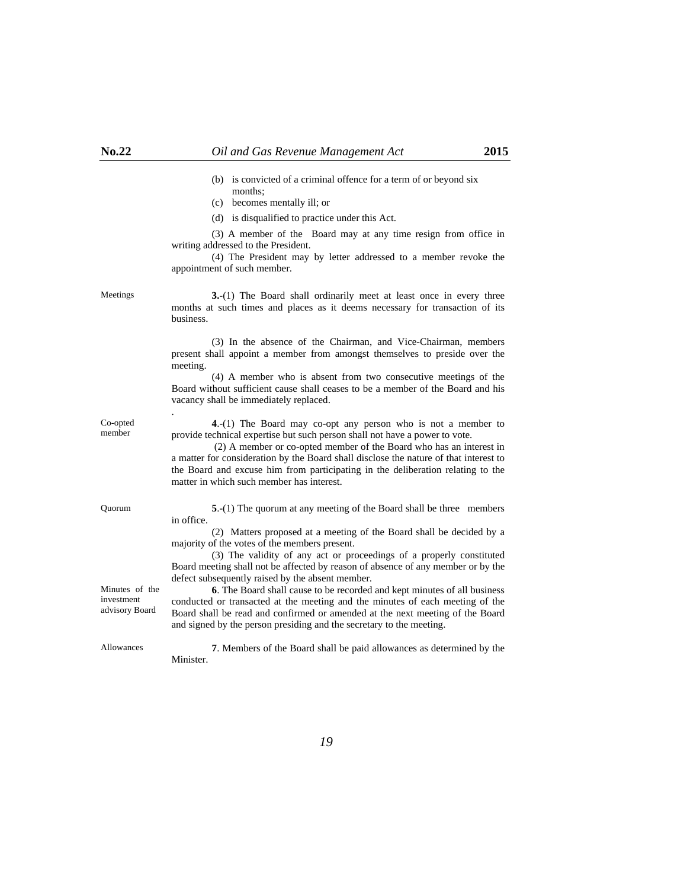(b) is convicted of a criminal offence for a term of or beyond six months;

(c) becomes mentally ill; or

(d) is disqualified to practice under this Act.

(3) A member of the Board may at any time resign from office in writing addressed to the President.

(4) The President may by letter addressed to a member revoke the appointment of such member.

Meetings

**3.-**(1) The Board shall ordinarily meet at least once in every three months at such times and places as it deems necessary for transaction of its business.

(3) In the absence of the Chairman, and Vice-Chairman, members present shall appoint a member from amongst themselves to preside over the meeting.

(4) A member who is absent from two consecutive meetings of the Board without sufficient cause shall ceases to be a member of the Board and his vacancy shall be immediately replaced.

.

Co-opted member

**4**.-(1) The Board may co-opt any person who is not a member to provide technical expertise but such person shall not have a power to vote.

(2) A member or co-opted member of the Board who has an interest in a matter for consideration by the Board shall disclose the nature of that interest to the Board and excuse him from participating in the deliberation relating to the matter in which such member has interest.

Quorum

**5**.-(1) The quorum at any meeting of the Board shall be three members in office.

(2) Matters proposed at a meeting of the Board shall be decided by a majority of the votes of the members present.

(3) The validity of any act or proceedings of a properly constituted Board meeting shall not be affected by reason of absence of any member or by the defect subsequently raised by the absent member.

Minutes of the investment advisory Board

**6**. The Board shall cause to be recorded and kept minutes of all business conducted or transacted at the meeting and the minutes of each meeting of the Board shall be read and confirmed or amended at the next meeting of the Board and signed by the person presiding and the secretary to the meeting.

Allowances

**7**. Members of the Board shall be paid allowances as determined by the Minister.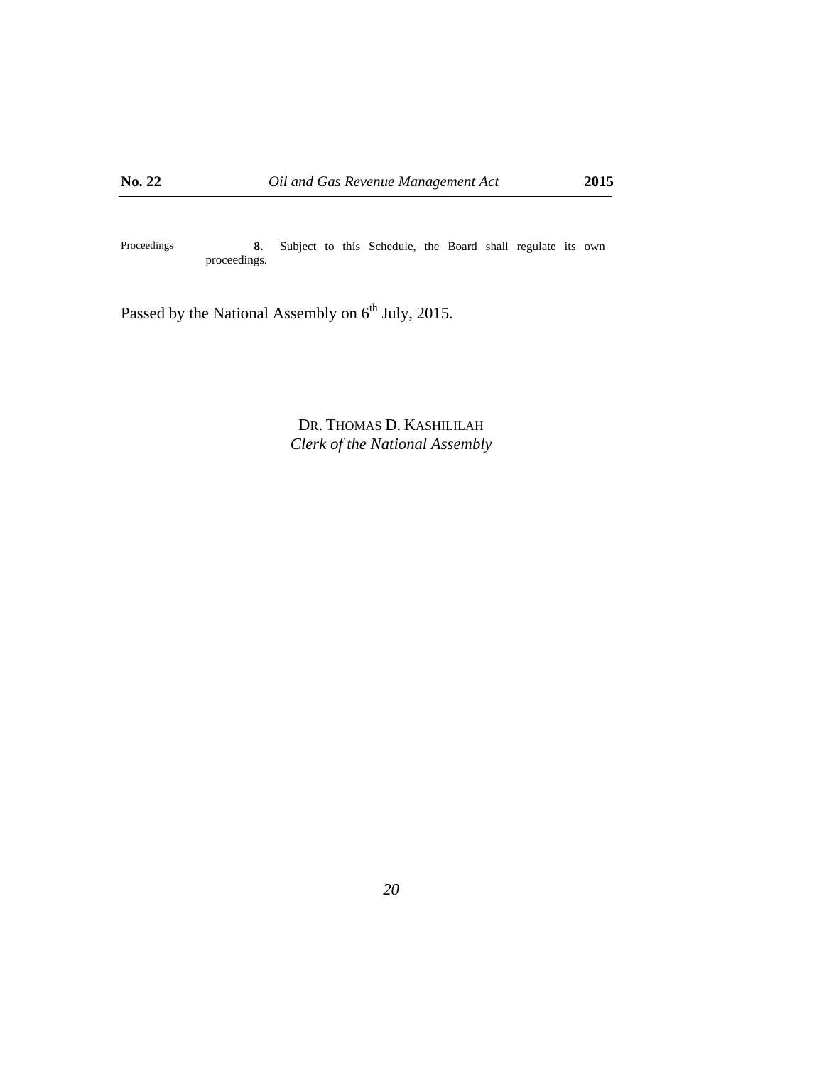Proceedings

**8**. Subject to this Schedule, the Board shall regulate its own proceedings.

Passed by the National Assembly on 6th July, 2015.

DR. THOMAS D. KASHILILAH
*Clerk of the National Assembly*